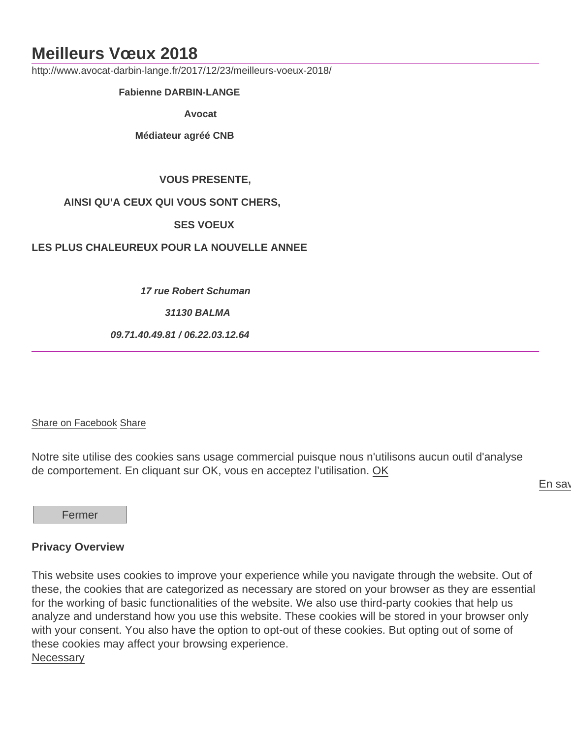# Meilleurs Vœux 2018

http://www.avocat-darbin-lange.fr/2017/12/23/meilleurs-voeux-2018/

**Fabienne DARBIN-LANGE**

**Avocat**

**Médiateur agréé CNB**

**VOUS PRESENTE,**

**AINSI QU'A CEUX QUI VOUS SONT CHERS,**

**SES VOEUX**

**LES PLUS CHALEUREUX POUR LA NOUVELLE ANNEE**

***17 rue Robert Schuman***

***31130 BALMA***

***09.71.40.49.81 / 06.22.03.12.64***

---

Share on Facebook Share

Notre site utilise des cookies sans usage commercial puisque nous n'utilisons aucun outil d'analyse de comportement. En cliquant sur OK, vous en acceptez l'utilisation. OK

En sav

Fermer

**Privacy Overview**

This website uses cookies to improve your experience while you navigate through the website. Out of these, the cookies that are categorized as necessary are stored on your browser as they are essential for the working of basic functionalities of the website. We also use third-party cookies that help us analyze and understand how you use this website. These cookies will be stored in your browser only with your consent. You also have the option to opt-out of these cookies. But opting out of some of these cookies may affect your browsing experience.
Necessary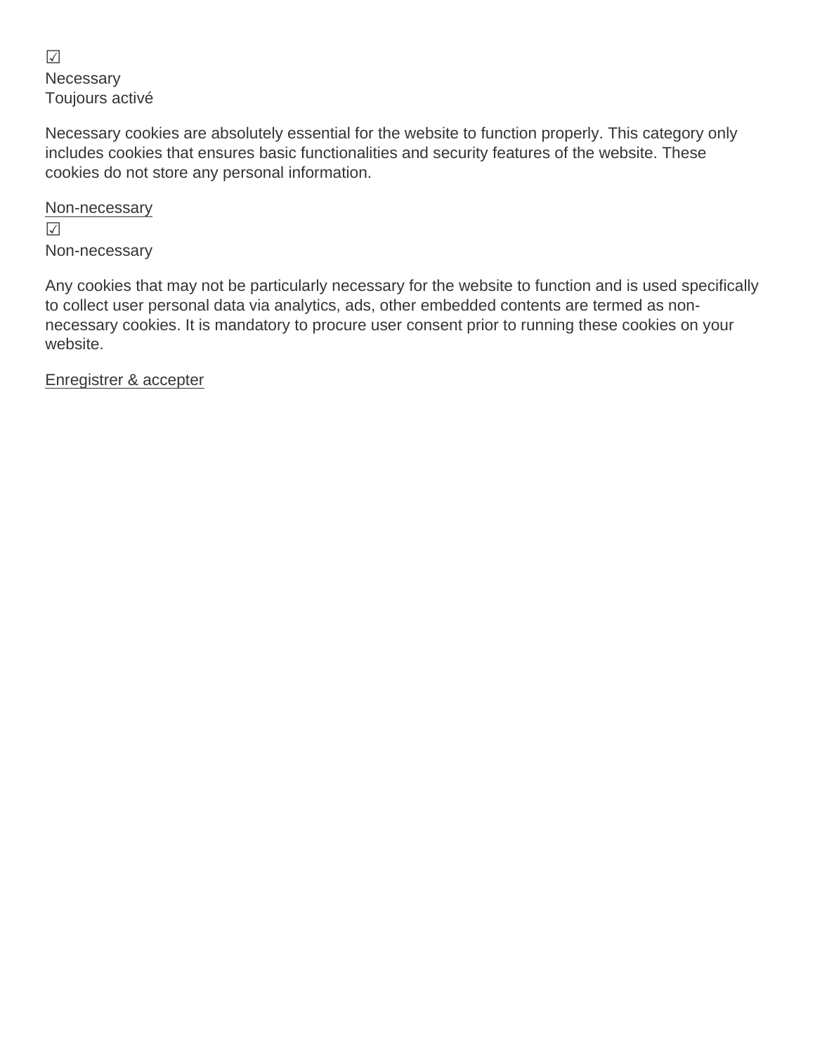☑
Necessary
Toujours activé

Necessary cookies are absolutely essential for the website to function properly. This category only includes cookies that ensures basic functionalities and security features of the website. These cookies do not store any personal information.

Non-necessary
☑
Non-necessary

Any cookies that may not be particularly necessary for the website to function and is used specifically to collect user personal data via analytics, ads, other embedded contents are termed as non-necessary cookies. It is mandatory to procure user consent prior to running these cookies on your website.

Enregistrer & accepter